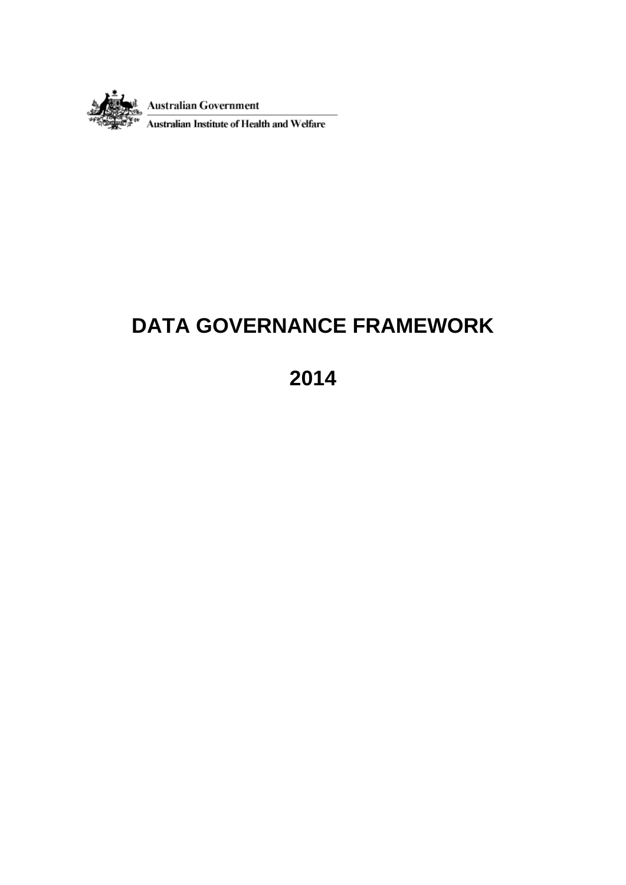Australian Government

Australian Institute of Health and Welfare

# DATA GOVERNANCE FRAMEWORK

# 2014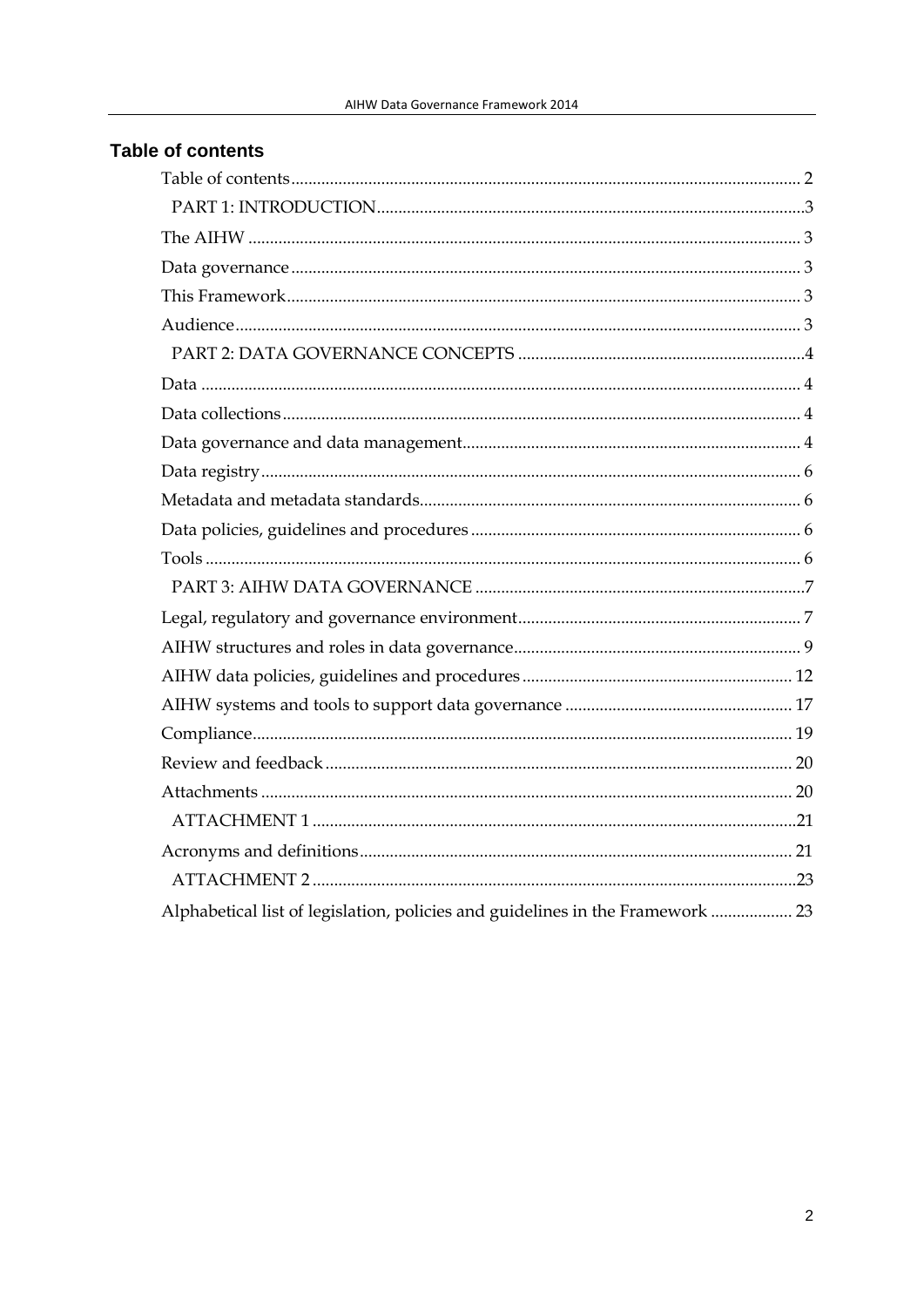## Table of contents

Table of contents ..... 2

PART 1: INTRODUCTION ..... 3

The AIHW ..... 3

Data governance ..... 3

This Framework ..... 3

Audience ..... 3

PART 2: DATA GOVERNANCE CONCEPTS ..... 4

Data ..... 4

Data collections ..... 4

Data governance and data management ..... 4

Data registry ..... 6

Metadata and metadata standards ..... 6

Data policies, guidelines and procedures ..... 6

Tools ..... 6

PART 3: AIHW DATA GOVERNANCE ..... 7

Legal, regulatory and governance environment ..... 7

AIHW structures and roles in data governance ..... 9

AIHW data policies, guidelines and procedures ..... 12

AIHW systems and tools to support data governance ..... 17

Compliance ..... 19

Review and feedback ..... 20

Attachments ..... 20

ATTACHMENT 1 ..... 21

Acronyms and definitions ..... 21

ATTACHMENT 2 ..... 23

Alphabetical list of legislation, policies and guidelines in the Framework ..... 23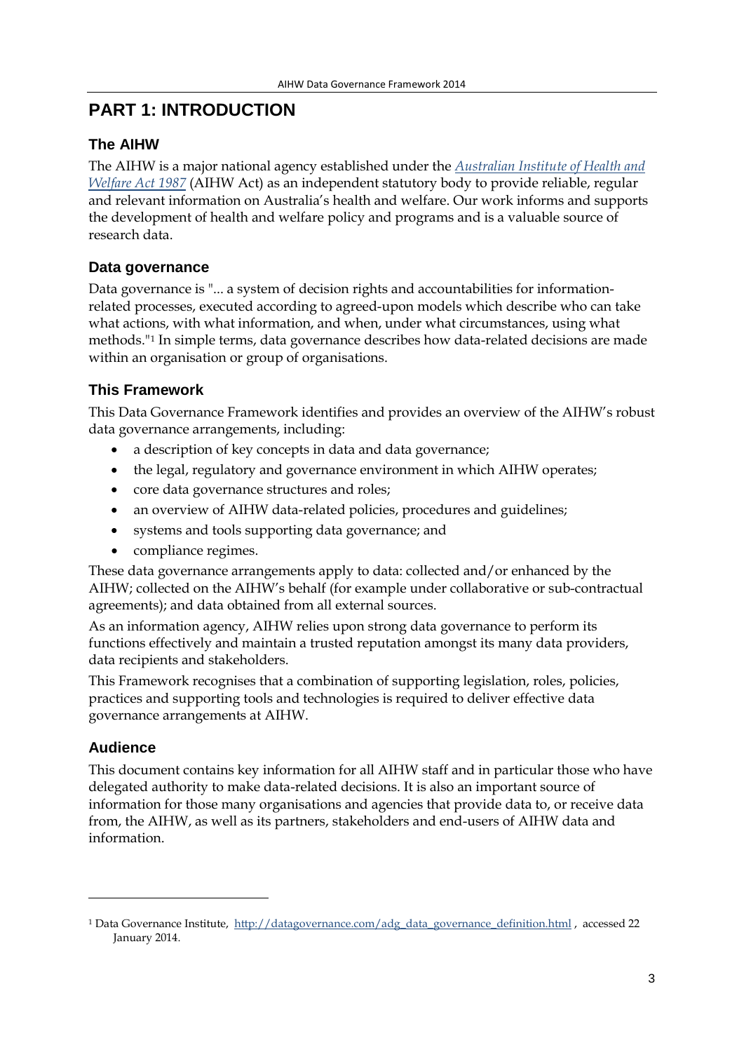# PART 1: INTRODUCTION

## The AIHW

The AIHW is a major national agency established under the *Australian Institute of Health and Welfare Act 1987* (AIHW Act) as an independent statutory body to provide reliable, regular and relevant information on Australia's health and welfare. Our work informs and supports the development of health and welfare policy and programs and is a valuable source of research data.

## Data governance

Data governance is "... a system of decision rights and accountabilities for information-related processes, executed according to agreed-upon models which describe who can take what actions, with what information, and when, under what circumstances, using what methods."[1] In simple terms, data governance describes how data-related decisions are made within an organisation or group of organisations.

## This Framework

This Data Governance Framework identifies and provides an overview of the AIHW's robust data governance arrangements, including:

- a description of key concepts in data and data governance;
- the legal, regulatory and governance environment in which AIHW operates;
- core data governance structures and roles;
- an overview of AIHW data-related policies, procedures and guidelines;
- systems and tools supporting data governance; and
- compliance regimes.

These data governance arrangements apply to data: collected and/or enhanced by the AIHW; collected on the AIHW's behalf (for example under collaborative or sub-contractual agreements); and data obtained from all external sources.

As an information agency, AIHW relies upon strong data governance to perform its functions effectively and maintain a trusted reputation amongst its many data providers, data recipients and stakeholders.

This Framework recognises that a combination of supporting legislation, roles, policies, practices and supporting tools and technologies is required to deliver effective data governance arrangements at AIHW.

## Audience

This document contains key information for all AIHW staff and in particular those who have delegated authority to make data-related decisions. It is also an important source of information for those many organisations and agencies that provide data to, or receive data from, the AIHW, as well as its partners, stakeholders and end-users of AIHW data and information.

---

[1] Data Governance Institute, http://datagovernance.com/adg_data_governance_definition.html , accessed 22 January 2014.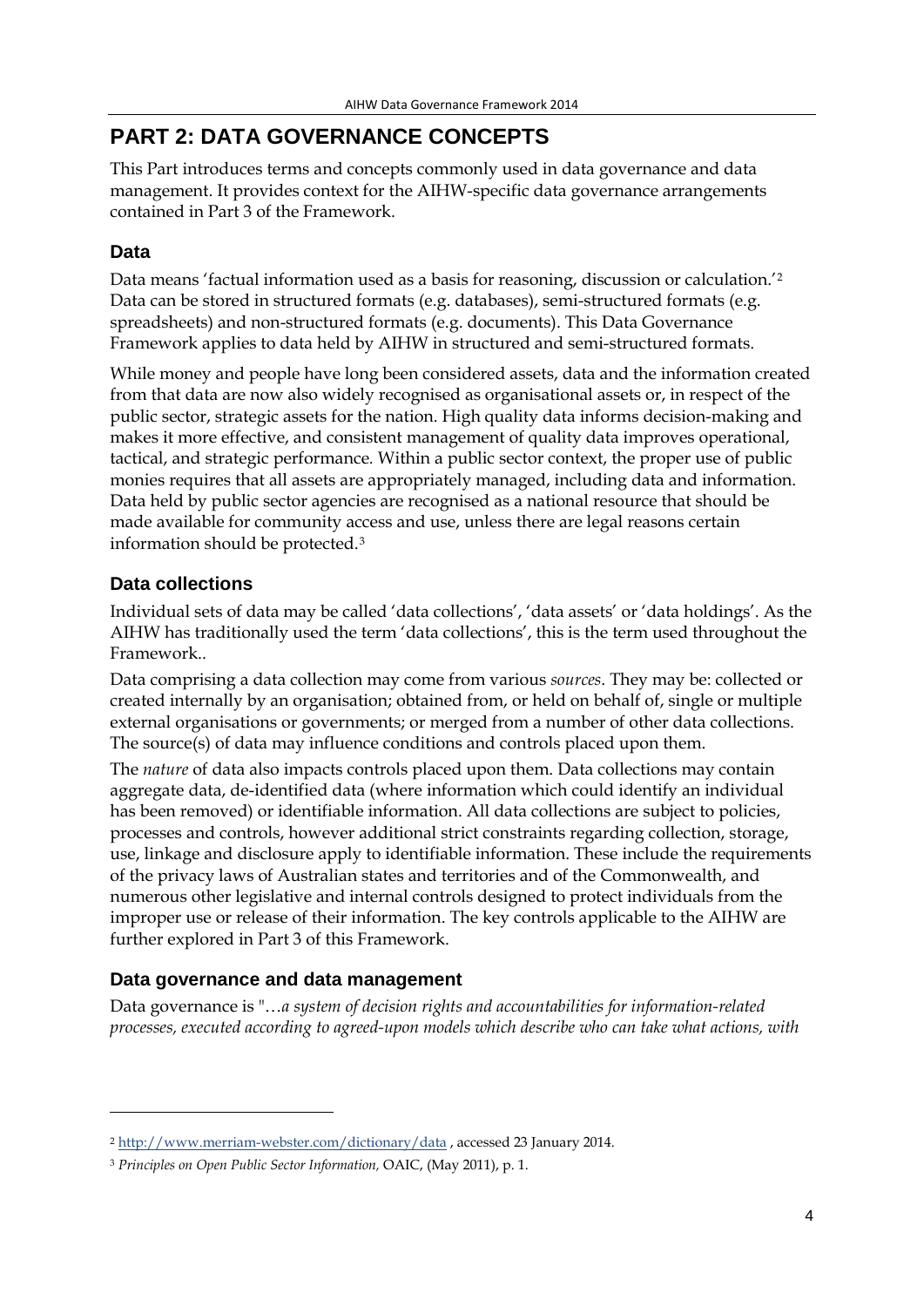# PART 2: DATA GOVERNANCE CONCEPTS

This Part introduces terms and concepts commonly used in data governance and data management. It provides context for the AIHW-specific data governance arrangements contained in Part 3 of the Framework.

## Data

Data means 'factual information used as a basis for reasoning, discussion or calculation.'[2] Data can be stored in structured formats (e.g. databases), semi-structured formats (e.g. spreadsheets) and non-structured formats (e.g. documents). This Data Governance Framework applies to data held by AIHW in structured and semi-structured formats.

While money and people have long been considered assets, data and the information created from that data are now also widely recognised as organisational assets or, in respect of the public sector, strategic assets for the nation. High quality data informs decision-making and makes it more effective, and consistent management of quality data improves operational, tactical, and strategic performance. Within a public sector context, the proper use of public monies requires that all assets are appropriately managed, including data and information. Data held by public sector agencies are recognised as a national resource that should be made available for community access and use, unless there are legal reasons certain information should be protected.[3]

## Data collections

Individual sets of data may be called 'data collections', 'data assets' or 'data holdings'. As the AIHW has traditionally used the term 'data collections', this is the term used throughout the Framework..

Data comprising a data collection may come from various *sources*. They may be: collected or created internally by an organisation; obtained from, or held on behalf of, single or multiple external organisations or governments; or merged from a number of other data collections. The source(s) of data may influence conditions and controls placed upon them.

The *nature* of data also impacts controls placed upon them. Data collections may contain aggregate data, de-identified data (where information which could identify an individual has been removed) or identifiable information. All data collections are subject to policies, processes and controls, however additional strict constraints regarding collection, storage, use, linkage and disclosure apply to identifiable information. These include the requirements of the privacy laws of Australian states and territories and of the Commonwealth, and numerous other legislative and internal controls designed to protect individuals from the improper use or release of their information. The key controls applicable to the AIHW are further explored in Part 3 of this Framework.

## Data governance and data management

Data governance is "…*a system of decision rights and accountabilities for information-related processes, executed according to agreed-upon models which describe who can take what actions, with*

---

[2] http://www.merriam-webster.com/dictionary/data , accessed 23 January 2014.

[3] *Principles on Open Public Sector Information,* OAIC, (May 2011), p. 1.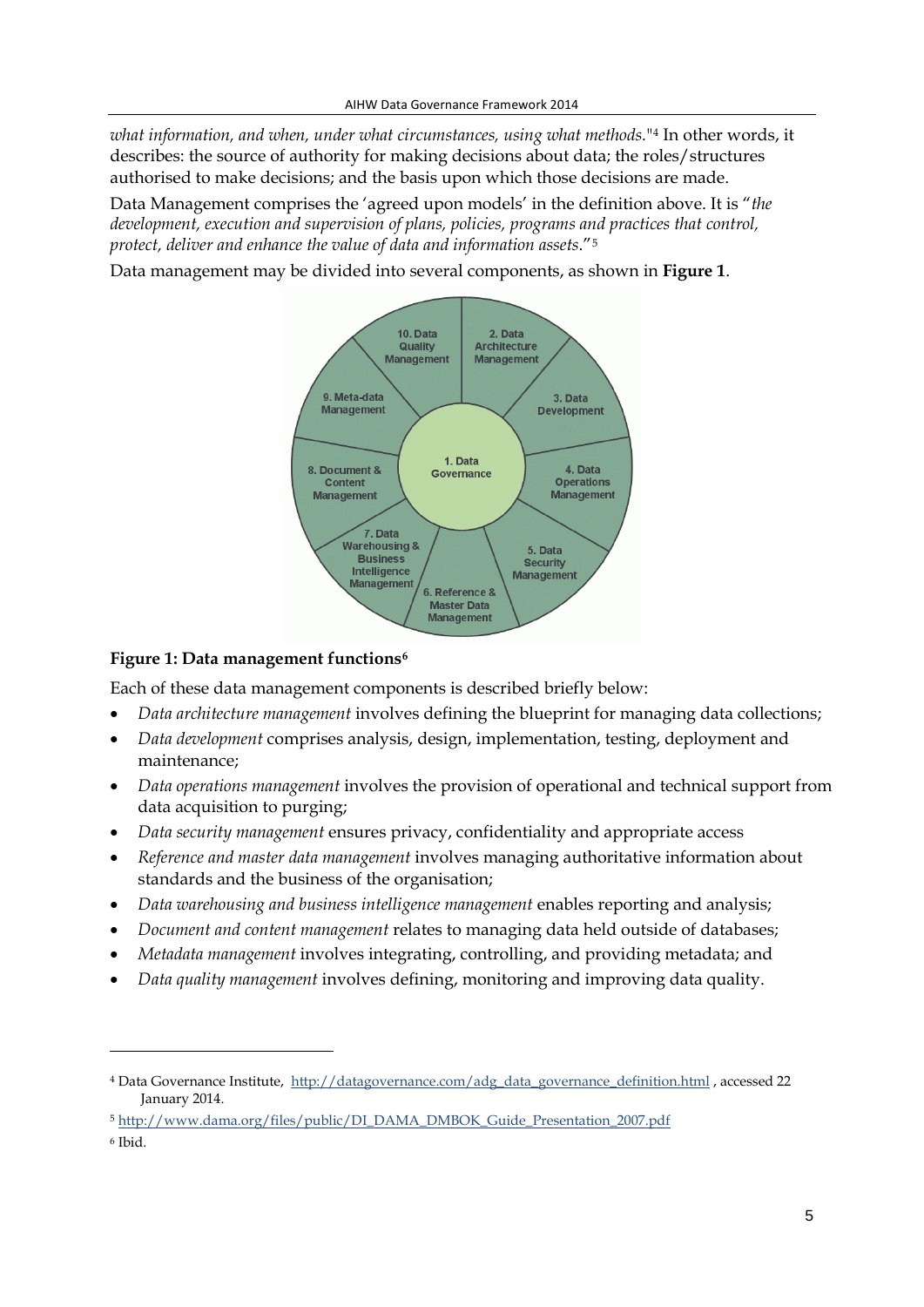*what information, and when, under what circumstances, using what methods.*"[4] In other words, it describes: the source of authority for making decisions about data; the roles/structures authorised to make decisions; and the basis upon which those decisions are made.

Data Management comprises the 'agreed upon models' in the definition above. It is "*the development, execution and supervision of plans, policies, programs and practices that control, protect, deliver and enhance the value of data and information assets*."[5]

Data management may be divided into several components, as shown in **Figure 1**.

1. Data Governance
2. Data Architecture Management
3. Data Development
4. Data Operations Management
5. Data Security Management
6. Reference & Master Data Management
7. Data Warehousing & Business Intelligence Management
8. Document & Content Management
9. Meta-data Management
10. Data Quality Management

**Figure 1: Data management functions**[6]

Each of these data management components is described briefly below:

- *Data architecture management* involves defining the blueprint for managing data collections;
- *Data development* comprises analysis, design, implementation, testing, deployment and maintenance;
- *Data operations management* involves the provision of operational and technical support from data acquisition to purging;
- *Data security management* ensures privacy, confidentiality and appropriate access
- *Reference and master data management* involves managing authoritative information about standards and the business of the organisation;
- *Data warehousing and business intelligence management* enables reporting and analysis;
- *Document and content management* relates to managing data held outside of databases;
- *Metadata management* involves integrating, controlling, and providing metadata; and
- *Data quality management* involves defining, monitoring and improving data quality.

---

[4] Data Governance Institute, http://datagovernance.com/adg_data_governance_definition.html , accessed 22 January 2014.

[5] http://www.dama.org/files/public/DI_DAMA_DMBOK_Guide_Presentation_2007.pdf

[6] Ibid.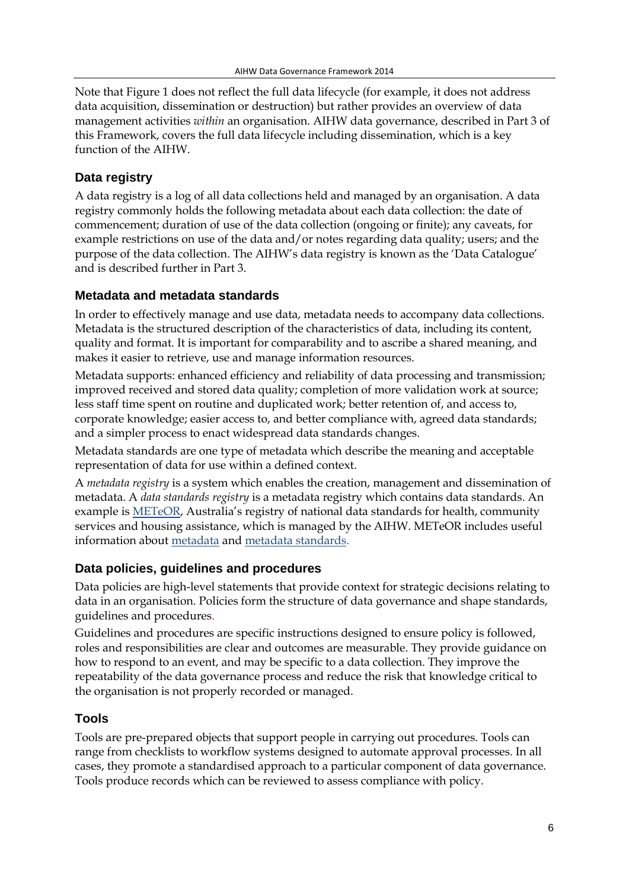Note that Figure 1 does not reflect the full data lifecycle (for example, it does not address data acquisition, dissemination or destruction) but rather provides an overview of data management activities *within* an organisation. AIHW data governance, described in Part 3 of this Framework, covers the full data lifecycle including dissemination, which is a key function of the AIHW.

### Data registry

A data registry is a log of all data collections held and managed by an organisation. A data registry commonly holds the following metadata about each data collection: the date of commencement; duration of use of the data collection (ongoing or finite); any caveats, for example restrictions on use of the data and/or notes regarding data quality; users; and the purpose of the data collection. The AIHW's data registry is known as the 'Data Catalogue' and is described further in Part 3.

### Metadata and metadata standards

In order to effectively manage and use data, metadata needs to accompany data collections. Metadata is the structured description of the characteristics of data, including its content, quality and format. It is important for comparability and to ascribe a shared meaning, and makes it easier to retrieve, use and manage information resources.

Metadata supports: enhanced efficiency and reliability of data processing and transmission; improved received and stored data quality; completion of more validation work at source; less staff time spent on routine and duplicated work; better retention of, and access to, corporate knowledge; easier access to, and better compliance with, agreed data standards; and a simpler process to enact widespread data standards changes.

Metadata standards are one type of metadata which describe the meaning and acceptable representation of data for use within a defined context.

A *metadata registry* is a system which enables the creation, management and dissemination of metadata. A *data standards registry* is a metadata registry which contains data standards. An example is METeOR, Australia's registry of national data standards for health, community services and housing assistance, which is managed by the AIHW. METeOR includes useful information about metadata and metadata standards.

### Data policies, guidelines and procedures

Data policies are high-level statements that provide context for strategic decisions relating to data in an organisation. Policies form the structure of data governance and shape standards, guidelines and procedures.

Guidelines and procedures are specific instructions designed to ensure policy is followed, roles and responsibilities are clear and outcomes are measurable. They provide guidance on how to respond to an event, and may be specific to a data collection. They improve the repeatability of the data governance process and reduce the risk that knowledge critical to the organisation is not properly recorded or managed.

### Tools

Tools are pre-prepared objects that support people in carrying out procedures. Tools can range from checklists to workflow systems designed to automate approval processes. In all cases, they promote a standardised approach to a particular component of data governance. Tools produce records which can be reviewed to assess compliance with policy.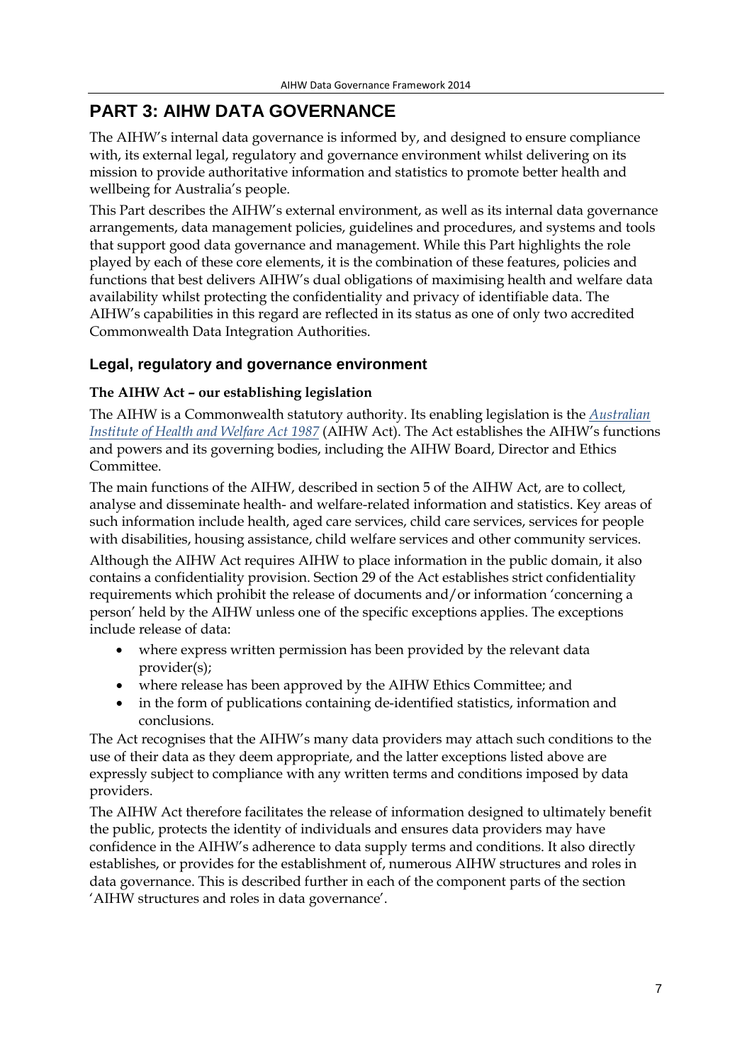# PART 3: AIHW DATA GOVERNANCE

The AIHW's internal data governance is informed by, and designed to ensure compliance with, its external legal, regulatory and governance environment whilst delivering on its mission to provide authoritative information and statistics to promote better health and wellbeing for Australia's people.

This Part describes the AIHW's external environment, as well as its internal data governance arrangements, data management policies, guidelines and procedures, and systems and tools that support good data governance and management. While this Part highlights the role played by each of these core elements, it is the combination of these features, policies and functions that best delivers AIHW's dual obligations of maximising health and welfare data availability whilst protecting the confidentiality and privacy of identifiable data. The AIHW's capabilities in this regard are reflected in its status as one of only two accredited Commonwealth Data Integration Authorities.

## Legal, regulatory and governance environment

### The AIHW Act – our establishing legislation

The AIHW is a Commonwealth statutory authority. Its enabling legislation is the *Australian Institute of Health and Welfare Act 1987* (AIHW Act). The Act establishes the AIHW's functions and powers and its governing bodies, including the AIHW Board, Director and Ethics Committee.

The main functions of the AIHW, described in section 5 of the AIHW Act, are to collect, analyse and disseminate health- and welfare-related information and statistics. Key areas of such information include health, aged care services, child care services, services for people with disabilities, housing assistance, child welfare services and other community services.

Although the AIHW Act requires AIHW to place information in the public domain, it also contains a confidentiality provision. Section 29 of the Act establishes strict confidentiality requirements which prohibit the release of documents and/or information 'concerning a person' held by the AIHW unless one of the specific exceptions applies. The exceptions include release of data:

- where express written permission has been provided by the relevant data provider(s);
- where release has been approved by the AIHW Ethics Committee; and
- in the form of publications containing de-identified statistics, information and conclusions.

The Act recognises that the AIHW's many data providers may attach such conditions to the use of their data as they deem appropriate, and the latter exceptions listed above are expressly subject to compliance with any written terms and conditions imposed by data providers.

The AIHW Act therefore facilitates the release of information designed to ultimately benefit the public, protects the identity of individuals and ensures data providers may have confidence in the AIHW's adherence to data supply terms and conditions. It also directly establishes, or provides for the establishment of, numerous AIHW structures and roles in data governance. This is described further in each of the component parts of the section 'AIHW structures and roles in data governance'.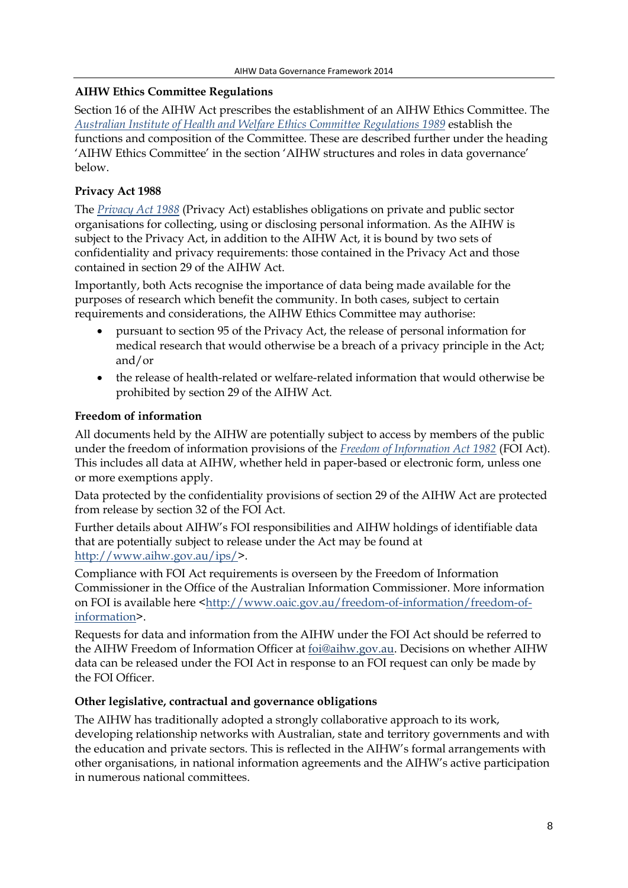### AIHW Ethics Committee Regulations

Section 16 of the AIHW Act prescribes the establishment of an AIHW Ethics Committee. The *Australian Institute of Health and Welfare Ethics Committee Regulations 1989* establish the functions and composition of the Committee. These are described further under the heading 'AIHW Ethics Committee' in the section 'AIHW structures and roles in data governance' below.

### Privacy Act 1988

The *Privacy Act 1988* (Privacy Act) establishes obligations on private and public sector organisations for collecting, using or disclosing personal information. As the AIHW is subject to the Privacy Act, in addition to the AIHW Act, it is bound by two sets of confidentiality and privacy requirements: those contained in the Privacy Act and those contained in section 29 of the AIHW Act.

Importantly, both Acts recognise the importance of data being made available for the purposes of research which benefit the community. In both cases, subject to certain requirements and considerations, the AIHW Ethics Committee may authorise:

- pursuant to section 95 of the Privacy Act, the release of personal information for medical research that would otherwise be a breach of a privacy principle in the Act; and/or
- the release of health-related or welfare-related information that would otherwise be prohibited by section 29 of the AIHW Act.

### Freedom of information

All documents held by the AIHW are potentially subject to access by members of the public under the freedom of information provisions of the *Freedom of Information Act 1982* (FOI Act). This includes all data at AIHW, whether held in paper-based or electronic form, unless one or more exemptions apply.

Data protected by the confidentiality provisions of section 29 of the AIHW Act are protected from release by section 32 of the FOI Act.

Further details about AIHW's FOI responsibilities and AIHW holdings of identifiable data that are potentially subject to release under the Act may be found at http://www.aihw.gov.au/ips/>.

Compliance with FOI Act requirements is overseen by the Freedom of Information Commissioner in the Office of the Australian Information Commissioner. More information on FOI is available here <http://www.oaic.gov.au/freedom-of-information/freedom-of-information>.

Requests for data and information from the AIHW under the FOI Act should be referred to the AIHW Freedom of Information Officer at foi@aihw.gov.au. Decisions on whether AIHW data can be released under the FOI Act in response to an FOI request can only be made by the FOI Officer.

### Other legislative, contractual and governance obligations

The AIHW has traditionally adopted a strongly collaborative approach to its work, developing relationship networks with Australian, state and territory governments and with the education and private sectors. This is reflected in the AIHW's formal arrangements with other organisations, in national information agreements and the AIHW's active participation in numerous national committees.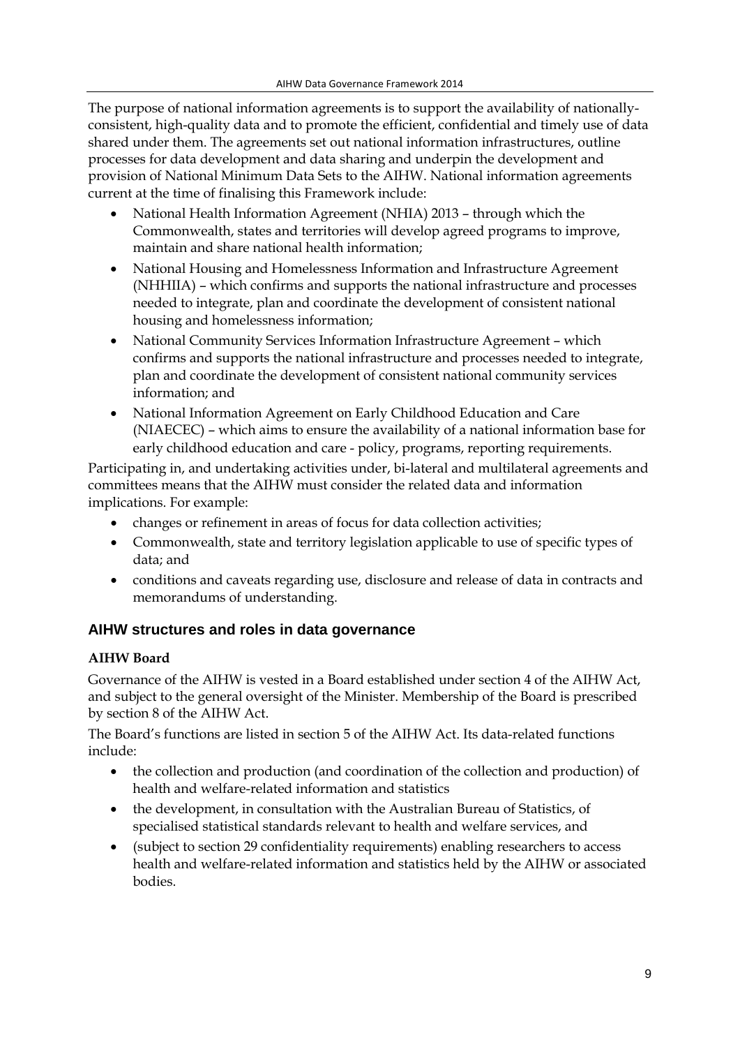The purpose of national information agreements is to support the availability of nationally-consistent, high-quality data and to promote the efficient, confidential and timely use of data shared under them. The agreements set out national information infrastructures, outline processes for data development and data sharing and underpin the development and provision of National Minimum Data Sets to the AIHW. National information agreements current at the time of finalising this Framework include:

- National Health Information Agreement (NHIA) 2013 – through which the Commonwealth, states and territories will develop agreed programs to improve, maintain and share national health information;
- National Housing and Homelessness Information and Infrastructure Agreement (NHHIIA) – which confirms and supports the national infrastructure and processes needed to integrate, plan and coordinate the development of consistent national housing and homelessness information;
- National Community Services Information Infrastructure Agreement – which confirms and supports the national infrastructure and processes needed to integrate, plan and coordinate the development of consistent national community services information; and
- National Information Agreement on Early Childhood Education and Care (NIAECEC) – which aims to ensure the availability of a national information base for early childhood education and care - policy, programs, reporting requirements.

Participating in, and undertaking activities under, bi-lateral and multilateral agreements and committees means that the AIHW must consider the related data and information implications. For example:

- changes or refinement in areas of focus for data collection activities;
- Commonwealth, state and territory legislation applicable to use of specific types of data; and
- conditions and caveats regarding use, disclosure and release of data in contracts and memorandums of understanding.

## AIHW structures and roles in data governance

### AIHW Board

Governance of the AIHW is vested in a Board established under section 4 of the AIHW Act, and subject to the general oversight of the Minister. Membership of the Board is prescribed by section 8 of the AIHW Act.

The Board's functions are listed in section 5 of the AIHW Act. Its data-related functions include:

- the collection and production (and coordination of the collection and production) of health and welfare-related information and statistics
- the development, in consultation with the Australian Bureau of Statistics, of specialised statistical standards relevant to health and welfare services, and
- (subject to section 29 confidentiality requirements) enabling researchers to access health and welfare-related information and statistics held by the AIHW or associated bodies.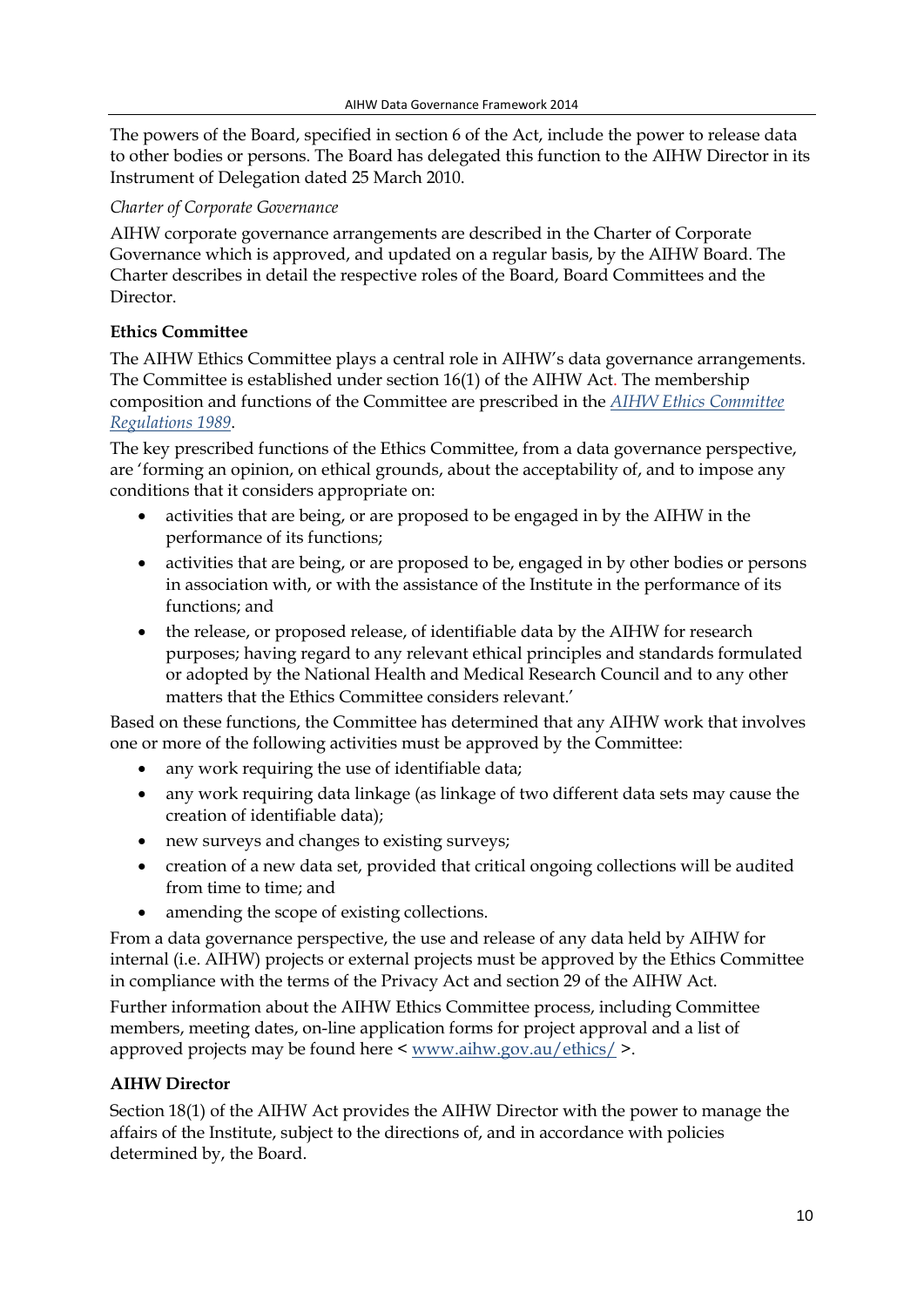The powers of the Board, specified in section 6 of the Act, include the power to release data to other bodies or persons. The Board has delegated this function to the AIHW Director in its Instrument of Delegation dated 25 March 2010.

*Charter of Corporate Governance*

AIHW corporate governance arrangements are described in the Charter of Corporate Governance which is approved, and updated on a regular basis, by the AIHW Board. The Charter describes in detail the respective roles of the Board, Board Committees and the Director.

### Ethics Committee

The AIHW Ethics Committee plays a central role in AIHW's data governance arrangements. The Committee is established under section 16(1) of the AIHW Act. The membership composition and functions of the Committee are prescribed in the *AIHW Ethics Committee Regulations 1989*.

The key prescribed functions of the Ethics Committee, from a data governance perspective, are 'forming an opinion, on ethical grounds, about the acceptability of, and to impose any conditions that it considers appropriate on:

- activities that are being, or are proposed to be engaged in by the AIHW in the performance of its functions;
- activities that are being, or are proposed to be, engaged in by other bodies or persons in association with, or with the assistance of the Institute in the performance of its functions; and
- the release, or proposed release, of identifiable data by the AIHW for research purposes; having regard to any relevant ethical principles and standards formulated or adopted by the National Health and Medical Research Council and to any other matters that the Ethics Committee considers relevant.'

Based on these functions, the Committee has determined that any AIHW work that involves one or more of the following activities must be approved by the Committee:

- any work requiring the use of identifiable data;
- any work requiring data linkage (as linkage of two different data sets may cause the creation of identifiable data);
- new surveys and changes to existing surveys;
- creation of a new data set, provided that critical ongoing collections will be audited from time to time; and
- amending the scope of existing collections.

From a data governance perspective, the use and release of any data held by AIHW for internal (i.e. AIHW) projects or external projects must be approved by the Ethics Committee in compliance with the terms of the Privacy Act and section 29 of the AIHW Act.

Further information about the AIHW Ethics Committee process, including Committee members, meeting dates, on-line application forms for project approval and a list of approved projects may be found here < www.aihw.gov.au/ethics/ >.

### AIHW Director

Section 18(1) of the AIHW Act provides the AIHW Director with the power to manage the affairs of the Institute, subject to the directions of, and in accordance with policies determined by, the Board.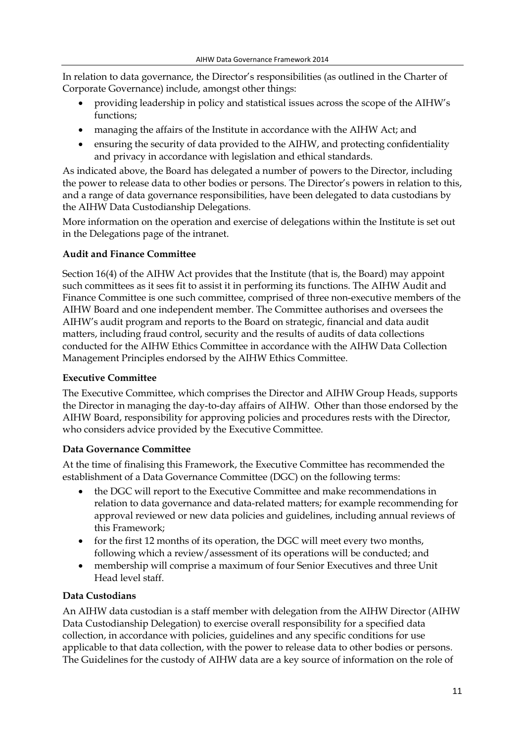In relation to data governance, the Director's responsibilities (as outlined in the Charter of Corporate Governance) include, amongst other things:

- providing leadership in policy and statistical issues across the scope of the AIHW's functions;
- managing the affairs of the Institute in accordance with the AIHW Act; and
- ensuring the security of data provided to the AIHW, and protecting confidentiality and privacy in accordance with legislation and ethical standards.

As indicated above, the Board has delegated a number of powers to the Director, including the power to release data to other bodies or persons. The Director's powers in relation to this, and a range of data governance responsibilities, have been delegated to data custodians by the AIHW Data Custodianship Delegations.

More information on the operation and exercise of delegations within the Institute is set out in the Delegations page of the intranet.

**Audit and Finance Committee**

Section 16(4) of the AIHW Act provides that the Institute (that is, the Board) may appoint such committees as it sees fit to assist it in performing its functions. The AIHW Audit and Finance Committee is one such committee, comprised of three non-executive members of the AIHW Board and one independent member. The Committee authorises and oversees the AIHW's audit program and reports to the Board on strategic, financial and data audit matters, including fraud control, security and the results of audits of data collections conducted for the AIHW Ethics Committee in accordance with the AIHW Data Collection Management Principles endorsed by the AIHW Ethics Committee.

**Executive Committee**

The Executive Committee, which comprises the Director and AIHW Group Heads, supports the Director in managing the day-to-day affairs of AIHW. Other than those endorsed by the AIHW Board, responsibility for approving policies and procedures rests with the Director, who considers advice provided by the Executive Committee.

**Data Governance Committee**

At the time of finalising this Framework, the Executive Committee has recommended the establishment of a Data Governance Committee (DGC) on the following terms:

- the DGC will report to the Executive Committee and make recommendations in relation to data governance and data-related matters; for example recommending for approval reviewed or new data policies and guidelines, including annual reviews of this Framework;
- for the first 12 months of its operation, the DGC will meet every two months, following which a review/assessment of its operations will be conducted; and
- membership will comprise a maximum of four Senior Executives and three Unit Head level staff.

**Data Custodians**

An AIHW data custodian is a staff member with delegation from the AIHW Director (AIHW Data Custodianship Delegation) to exercise overall responsibility for a specified data collection, in accordance with policies, guidelines and any specific conditions for use applicable to that data collection, with the power to release data to other bodies or persons. The Guidelines for the custody of AIHW data are a key source of information on the role of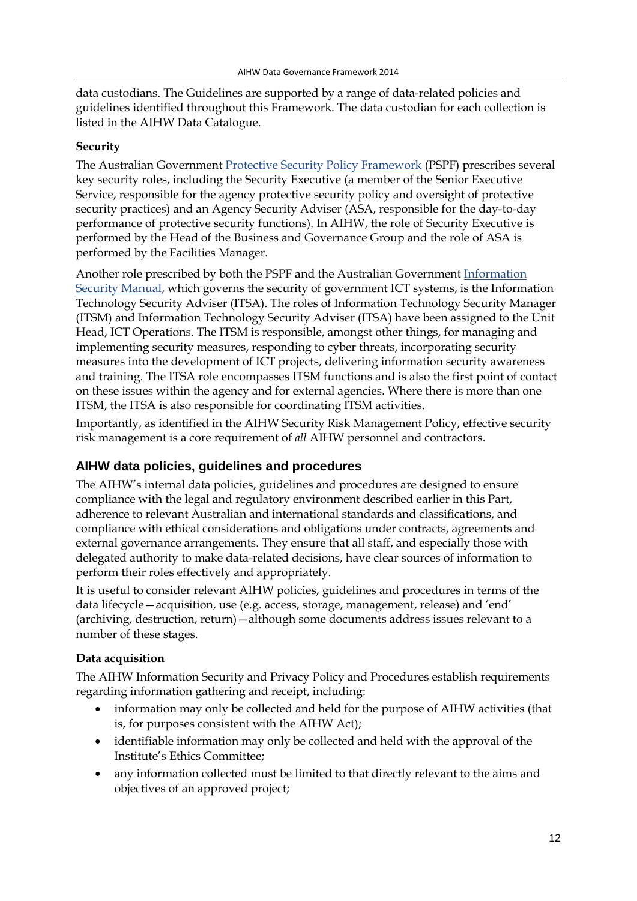data custodians. The Guidelines are supported by a range of data-related policies and guidelines identified throughout this Framework. The data custodian for each collection is listed in the AIHW Data Catalogue.

**Security**

The Australian Government Protective Security Policy Framework (PSPF) prescribes several key security roles, including the Security Executive (a member of the Senior Executive Service, responsible for the agency protective security policy and oversight of protective security practices) and an Agency Security Adviser (ASA, responsible for the day-to-day performance of protective security functions). In AIHW, the role of Security Executive is performed by the Head of the Business and Governance Group and the role of ASA is performed by the Facilities Manager.

Another role prescribed by both the PSPF and the Australian Government Information Security Manual, which governs the security of government ICT systems, is the Information Technology Security Adviser (ITSA). The roles of Information Technology Security Manager (ITSM) and Information Technology Security Adviser (ITSA) have been assigned to the Unit Head, ICT Operations. The ITSM is responsible, amongst other things, for managing and implementing security measures, responding to cyber threats, incorporating security measures into the development of ICT projects, delivering information security awareness and training. The ITSA role encompasses ITSM functions and is also the first point of contact on these issues within the agency and for external agencies. Where there is more than one ITSM, the ITSA is also responsible for coordinating ITSM activities.

Importantly, as identified in the AIHW Security Risk Management Policy, effective security risk management is a core requirement of *all* AIHW personnel and contractors.

## AIHW data policies, guidelines and procedures

The AIHW's internal data policies, guidelines and procedures are designed to ensure compliance with the legal and regulatory environment described earlier in this Part, adherence to relevant Australian and international standards and classifications, and compliance with ethical considerations and obligations under contracts, agreements and external governance arrangements. They ensure that all staff, and especially those with delegated authority to make data-related decisions, have clear sources of information to perform their roles effectively and appropriately.

It is useful to consider relevant AIHW policies, guidelines and procedures in terms of the data lifecycle—acquisition, use (e.g. access, storage, management, release) and 'end' (archiving, destruction, return)—although some documents address issues relevant to a number of these stages.

**Data acquisition**

The AIHW Information Security and Privacy Policy and Procedures establish requirements regarding information gathering and receipt, including:

- information may only be collected and held for the purpose of AIHW activities (that is, for purposes consistent with the AIHW Act);
- identifiable information may only be collected and held with the approval of the Institute's Ethics Committee;
- any information collected must be limited to that directly relevant to the aims and objectives of an approved project;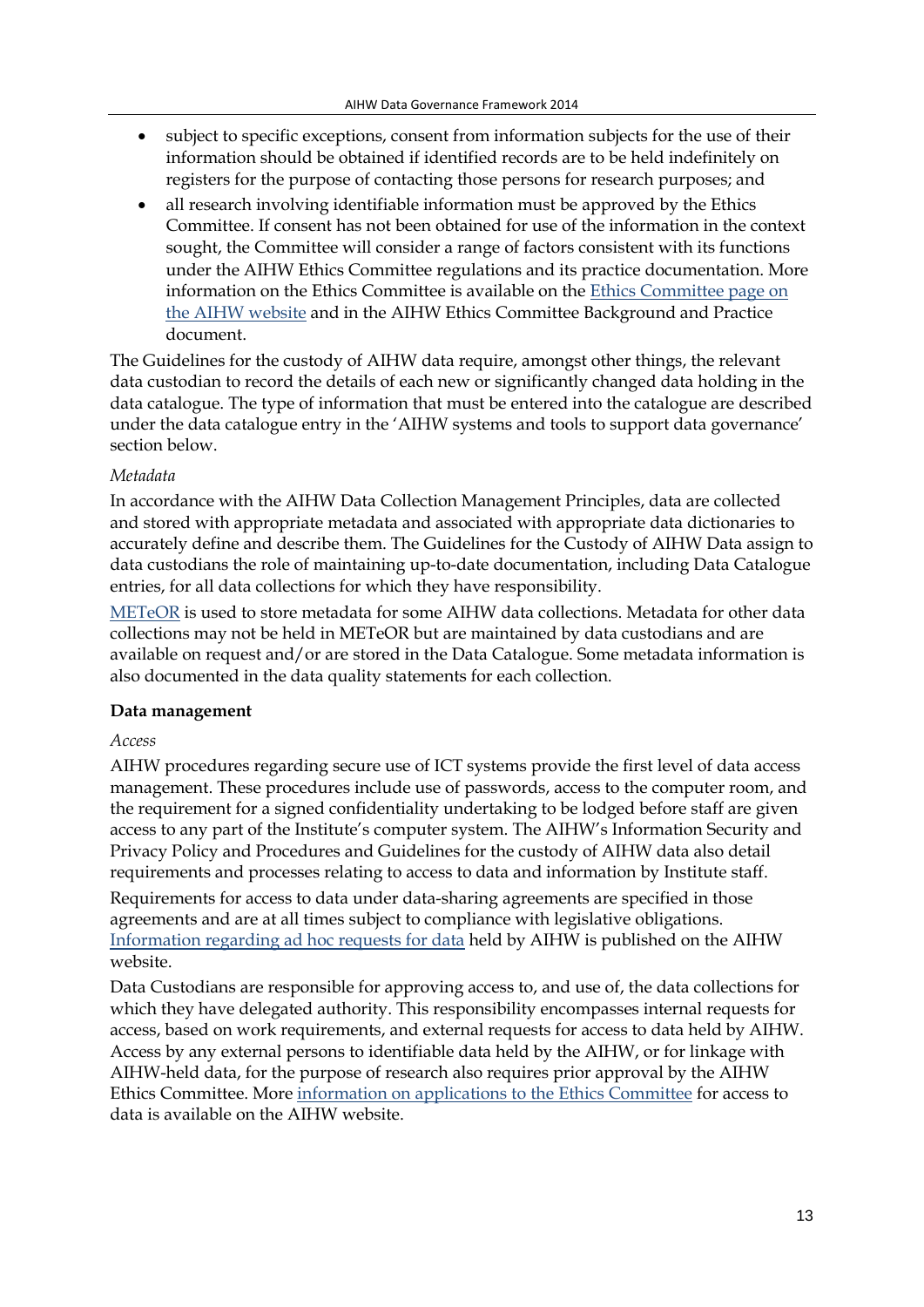- subject to specific exceptions, consent from information subjects for the use of their information should be obtained if identified records are to be held indefinitely on registers for the purpose of contacting those persons for research purposes; and
- all research involving identifiable information must be approved by the Ethics Committee. If consent has not been obtained for use of the information in the context sought, the Committee will consider a range of factors consistent with its functions under the AIHW Ethics Committee regulations and its practice documentation. More information on the Ethics Committee is available on the [Ethics Committee page on the AIHW website]() and in the AIHW Ethics Committee Background and Practice document.

The Guidelines for the custody of AIHW data require, amongst other things, the relevant data custodian to record the details of each new or significantly changed data holding in the data catalogue. The type of information that must be entered into the catalogue are described under the data catalogue entry in the 'AIHW systems and tools to support data governance' section below.

*Metadata*

In accordance with the AIHW Data Collection Management Principles, data are collected and stored with appropriate metadata and associated with appropriate data dictionaries to accurately define and describe them. The Guidelines for the Custody of AIHW Data assign to data custodians the role of maintaining up-to-date documentation, including Data Catalogue entries, for all data collections for which they have responsibility.

[METeOR]() is used to store metadata for some AIHW data collections. Metadata for other data collections may not be held in METeOR but are maintained by data custodians and are available on request and/or are stored in the Data Catalogue. Some metadata information is also documented in the data quality statements for each collection.

**Data management**

*Access*

AIHW procedures regarding secure use of ICT systems provide the first level of data access management. These procedures include use of passwords, access to the computer room, and the requirement for a signed confidentiality undertaking to be lodged before staff are given access to any part of the Institute's computer system. The AIHW's Information Security and Privacy Policy and Procedures and Guidelines for the custody of AIHW data also detail requirements and processes relating to access to data and information by Institute staff.

Requirements for access to data under data-sharing agreements are specified in those agreements and are at all times subject to compliance with legislative obligations. [Information regarding ad hoc requests for data]() held by AIHW is published on the AIHW website.

Data Custodians are responsible for approving access to, and use of, the data collections for which they have delegated authority. This responsibility encompasses internal requests for access, based on work requirements, and external requests for access to data held by AIHW. Access by any external persons to identifiable data held by the AIHW, or for linkage with AIHW-held data, for the purpose of research also requires prior approval by the AIHW Ethics Committee. More [information on applications to the Ethics Committee]() for access to data is available on the AIHW website.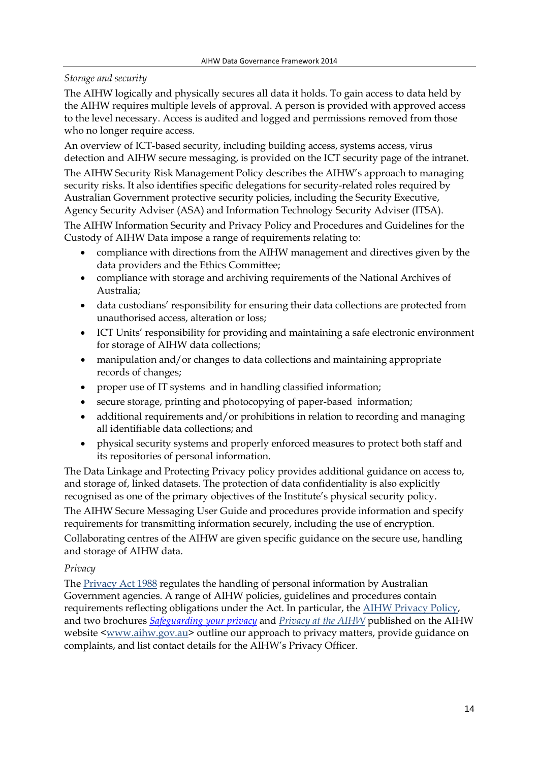*Storage and security*

The AIHW logically and physically secures all data it holds. To gain access to data held by the AIHW requires multiple levels of approval. A person is provided with approved access to the level necessary. Access is audited and logged and permissions removed from those who no longer require access.

An overview of ICT-based security, including building access, systems access, virus detection and AIHW secure messaging, is provided on the ICT security page of the intranet.

The AIHW Security Risk Management Policy describes the AIHW's approach to managing security risks. It also identifies specific delegations for security-related roles required by Australian Government protective security policies, including the Security Executive, Agency Security Adviser (ASA) and Information Technology Security Adviser (ITSA).

The AIHW Information Security and Privacy Policy and Procedures and Guidelines for the Custody of AIHW Data impose a range of requirements relating to:

- compliance with directions from the AIHW management and directives given by the data providers and the Ethics Committee;
- compliance with storage and archiving requirements of the National Archives of Australia;
- data custodians' responsibility for ensuring their data collections are protected from unauthorised access, alteration or loss;
- ICT Units' responsibility for providing and maintaining a safe electronic environment for storage of AIHW data collections;
- manipulation and/or changes to data collections and maintaining appropriate records of changes;
- proper use of IT systems and in handling classified information;
- secure storage, printing and photocopying of paper-based information;
- additional requirements and/or prohibitions in relation to recording and managing all identifiable data collections; and
- physical security systems and properly enforced measures to protect both staff and its repositories of personal information.

The Data Linkage and Protecting Privacy policy provides additional guidance on access to, and storage of, linked datasets. The protection of data confidentiality is also explicitly recognised as one of the primary objectives of the Institute's physical security policy.

The AIHW Secure Messaging User Guide and procedures provide information and specify requirements for transmitting information securely, including the use of encryption.

Collaborating centres of the AIHW are given specific guidance on the secure use, handling and storage of AIHW data.

*Privacy*

The Privacy Act 1988 regulates the handling of personal information by Australian Government agencies. A range of AIHW policies, guidelines and procedures contain requirements reflecting obligations under the Act. In particular, the AIHW Privacy Policy, and two brochures *Safeguarding your privacy* and *Privacy at the AIHW* published on the AIHW website <www.aihw.gov.au> outline our approach to privacy matters, provide guidance on complaints, and list contact details for the AIHW's Privacy Officer.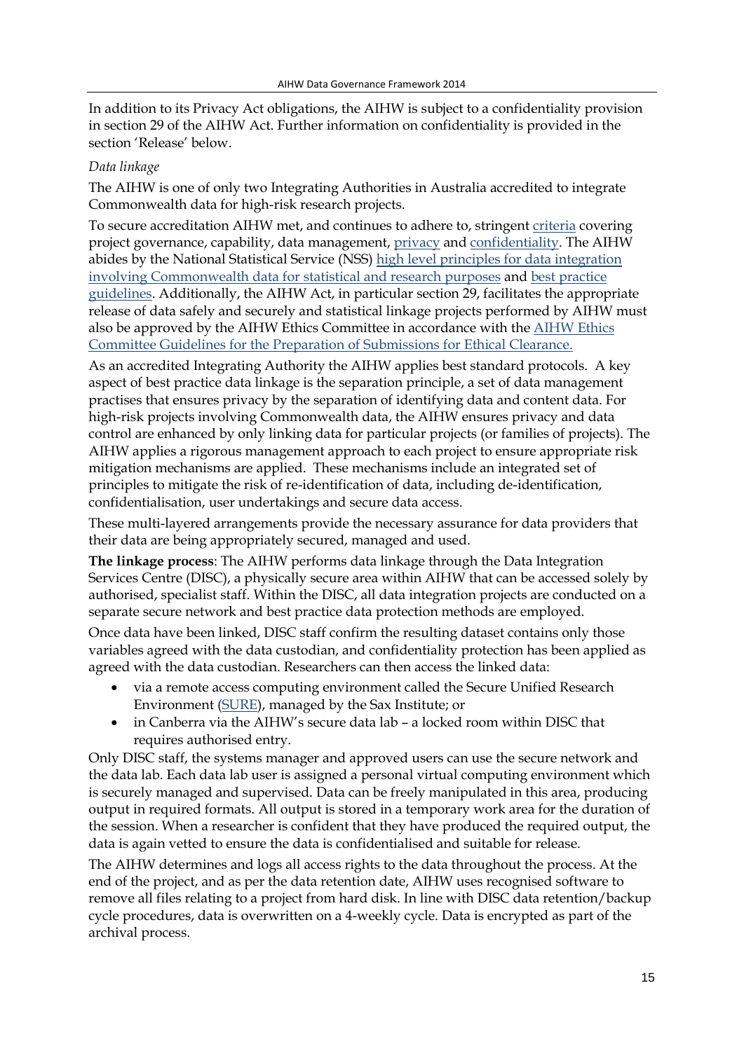In addition to its Privacy Act obligations, the AIHW is subject to a confidentiality provision in section 29 of the AIHW Act. Further information on confidentiality is provided in the section 'Release' below.

*Data linkage*

The AIHW is one of only two Integrating Authorities in Australia accredited to integrate Commonwealth data for high-risk research projects.

To secure accreditation AIHW met, and continues to adhere to, stringent criteria covering project governance, capability, data management, privacy and confidentiality. The AIHW abides by the National Statistical Service (NSS) high level principles for data integration involving Commonwealth data for statistical and research purposes and best practice guidelines. Additionally, the AIHW Act, in particular section 29, facilitates the appropriate release of data safely and securely and statistical linkage projects performed by AIHW must also be approved by the AIHW Ethics Committee in accordance with the AIHW Ethics Committee Guidelines for the Preparation of Submissions for Ethical Clearance.

As an accredited Integrating Authority the AIHW applies best standard protocols. A key aspect of best practice data linkage is the separation principle, a set of data management practises that ensures privacy by the separation of identifying data and content data. For high-risk projects involving Commonwealth data, the AIHW ensures privacy and data control are enhanced by only linking data for particular projects (or families of projects). The AIHW applies a rigorous management approach to each project to ensure appropriate risk mitigation mechanisms are applied. These mechanisms include an integrated set of principles to mitigate the risk of re-identification of data, including de-identification, confidentialisation, user undertakings and secure data access.

These multi-layered arrangements provide the necessary assurance for data providers that their data are being appropriately secured, managed and used.

**The linkage process**: The AIHW performs data linkage through the Data Integration Services Centre (DISC), a physically secure area within AIHW that can be accessed solely by authorised, specialist staff. Within the DISC, all data integration projects are conducted on a separate secure network and best practice data protection methods are employed.

Once data have been linked, DISC staff confirm the resulting dataset contains only those variables agreed with the data custodian, and confidentiality protection has been applied as agreed with the data custodian. Researchers can then access the linked data:

- via a remote access computing environment called the Secure Unified Research Environment (SURE), managed by the Sax Institute; or
- in Canberra via the AIHW's secure data lab – a locked room within DISC that requires authorised entry.

Only DISC staff, the systems manager and approved users can use the secure network and the data lab. Each data lab user is assigned a personal virtual computing environment which is securely managed and supervised. Data can be freely manipulated in this area, producing output in required formats. All output is stored in a temporary work area for the duration of the session. When a researcher is confident that they have produced the required output, the data is again vetted to ensure the data is confidentialised and suitable for release.

The AIHW determines and logs all access rights to the data throughout the process. At the end of the project, and as per the data retention date, AIHW uses recognised software to remove all files relating to a project from hard disk. In line with DISC data retention/backup cycle procedures, data is overwritten on a 4-weekly cycle. Data is encrypted as part of the archival process.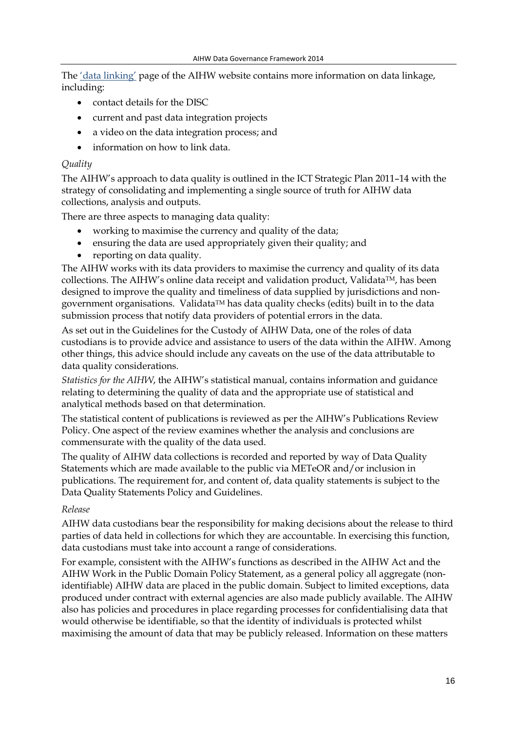The ['data linking'](#) page of the AIHW website contains more information on data linkage, including:

- contact details for the DISC
- current and past data integration projects
- a video on the data integration process; and
- information on how to link data.

*Quality*

The AIHW's approach to data quality is outlined in the ICT Strategic Plan 2011–14 with the strategy of consolidating and implementing a single source of truth for AIHW data collections, analysis and outputs.

There are three aspects to managing data quality:

- working to maximise the currency and quality of the data;
- ensuring the data are used appropriately given their quality; and
- reporting on data quality.

The AIHW works with its data providers to maximise the currency and quality of its data collections. The AIHW's online data receipt and validation product, Validata™, has been designed to improve the quality and timeliness of data supplied by jurisdictions and non-government organisations. Validata™ has data quality checks (edits) built in to the data submission process that notify data providers of potential errors in the data.

As set out in the Guidelines for the Custody of AIHW Data, one of the roles of data custodians is to provide advice and assistance to users of the data within the AIHW. Among other things, this advice should include any caveats on the use of the data attributable to data quality considerations.

*Statistics for the AIHW*, the AIHW's statistical manual, contains information and guidance relating to determining the quality of data and the appropriate use of statistical and analytical methods based on that determination.

The statistical content of publications is reviewed as per the AIHW's Publications Review Policy. One aspect of the review examines whether the analysis and conclusions are commensurate with the quality of the data used.

The quality of AIHW data collections is recorded and reported by way of Data Quality Statements which are made available to the public via METeOR and/or inclusion in publications. The requirement for, and content of, data quality statements is subject to the Data Quality Statements Policy and Guidelines.

*Release*

AIHW data custodians bear the responsibility for making decisions about the release to third parties of data held in collections for which they are accountable. In exercising this function, data custodians must take into account a range of considerations.

For example, consistent with the AIHW's functions as described in the AIHW Act and the AIHW Work in the Public Domain Policy Statement, as a general policy all aggregate (non-identifiable) AIHW data are placed in the public domain. Subject to limited exceptions, data produced under contract with external agencies are also made publicly available. The AIHW also has policies and procedures in place regarding processes for confidentialising data that would otherwise be identifiable, so that the identity of individuals is protected whilst maximising the amount of data that may be publicly released. Information on these matters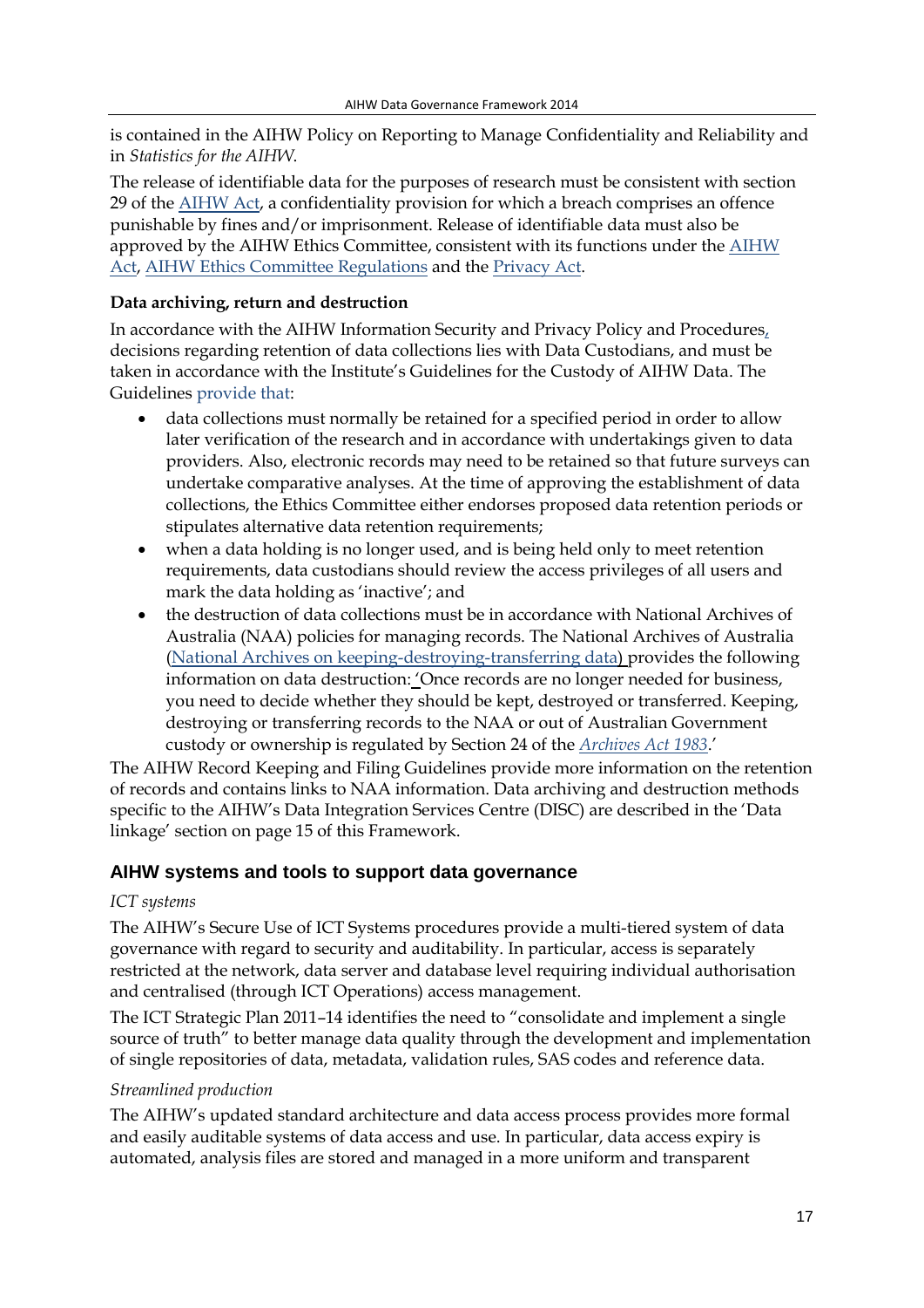is contained in the AIHW Policy on Reporting to Manage Confidentiality and Reliability and in *Statistics for the AIHW*.

The release of identifiable data for the purposes of research must be consistent with section 29 of the AIHW Act, a confidentiality provision for which a breach comprises an offence punishable by fines and/or imprisonment. Release of identifiable data must also be approved by the AIHW Ethics Committee, consistent with its functions under the AIHW Act, AIHW Ethics Committee Regulations and the Privacy Act.

**Data archiving, return and destruction**

In accordance with the AIHW Information Security and Privacy Policy and Procedures, decisions regarding retention of data collections lies with Data Custodians, and must be taken in accordance with the Institute's Guidelines for the Custody of AIHW Data. The Guidelines provide that:

- data collections must normally be retained for a specified period in order to allow later verification of the research and in accordance with undertakings given to data providers. Also, electronic records may need to be retained so that future surveys can undertake comparative analyses. At the time of approving the establishment of data collections, the Ethics Committee either endorses proposed data retention periods or stipulates alternative data retention requirements;
- when a data holding is no longer used, and is being held only to meet retention requirements, data custodians should review the access privileges of all users and mark the data holding as 'inactive'; and
- the destruction of data collections must be in accordance with National Archives of Australia (NAA) policies for managing records. The National Archives of Australia (National Archives on keeping-destroying-transferring data) provides the following information on data destruction: 'Once records are no longer needed for business, you need to decide whether they should be kept, destroyed or transferred. Keeping, destroying or transferring records to the NAA or out of Australian Government custody or ownership is regulated by Section 24 of the *Archives Act 1983*.'

The AIHW Record Keeping and Filing Guidelines provide more information on the retention of records and contains links to NAA information. Data archiving and destruction methods specific to the AIHW's Data Integration Services Centre (DISC) are described in the 'Data linkage' section on page 15 of this Framework.

## AIHW systems and tools to support data governance

*ICT systems*

The AIHW's Secure Use of ICT Systems procedures provide a multi-tiered system of data governance with regard to security and auditability. In particular, access is separately restricted at the network, data server and database level requiring individual authorisation and centralised (through ICT Operations) access management.

The ICT Strategic Plan 2011–14 identifies the need to "consolidate and implement a single source of truth" to better manage data quality through the development and implementation of single repositories of data, metadata, validation rules, SAS codes and reference data.

*Streamlined production*

The AIHW's updated standard architecture and data access process provides more formal and easily auditable systems of data access and use. In particular, data access expiry is automated, analysis files are stored and managed in a more uniform and transparent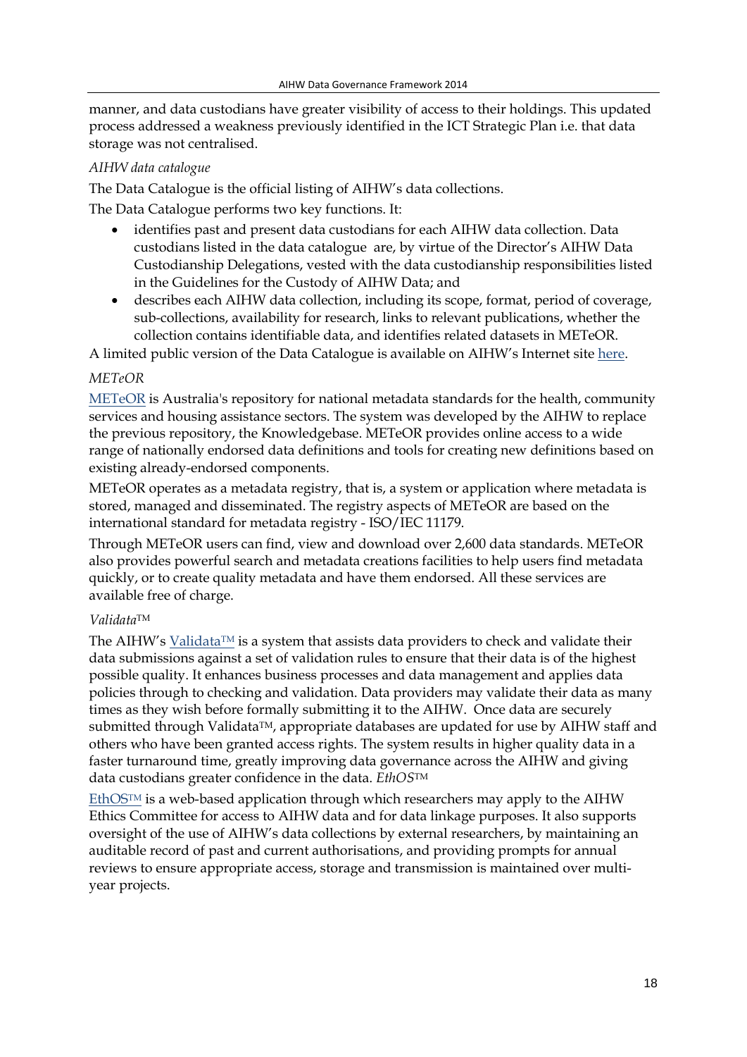manner, and data custodians have greater visibility of access to their holdings. This updated process addressed a weakness previously identified in the ICT Strategic Plan i.e. that data storage was not centralised.

*AIHW data catalogue*

The Data Catalogue is the official listing of AIHW's data collections.

The Data Catalogue performs two key functions. It:

- identifies past and present data custodians for each AIHW data collection. Data custodians listed in the data catalogue are, by virtue of the Director's AIHW Data Custodianship Delegations, vested with the data custodianship responsibilities listed in the Guidelines for the Custody of AIHW Data; and
- describes each AIHW data collection, including its scope, format, period of coverage, sub-collections, availability for research, links to relevant publications, whether the collection contains identifiable data, and identifies related datasets in METeOR.

A limited public version of the Data Catalogue is available on AIHW's Internet site here.

*METeOR*

METeOR is Australia's repository for national metadata standards for the health, community services and housing assistance sectors. The system was developed by the AIHW to replace the previous repository, the Knowledgebase. METeOR provides online access to a wide range of nationally endorsed data definitions and tools for creating new definitions based on existing already-endorsed components.

METeOR operates as a metadata registry, that is, a system or application where metadata is stored, managed and disseminated. The registry aspects of METeOR are based on the international standard for metadata registry - ISO/IEC 11179.

Through METeOR users can find, view and download over 2,600 data standards. METeOR also provides powerful search and metadata creations facilities to help users find metadata quickly, or to create quality metadata and have them endorsed. All these services are available free of charge.

*Validata™*

The AIHW's Validata™ is a system that assists data providers to check and validate their data submissions against a set of validation rules to ensure that their data is of the highest possible quality. It enhances business processes and data management and applies data policies through to checking and validation. Data providers may validate their data as many times as they wish before formally submitting it to the AIHW. Once data are securely submitted through Validata™, appropriate databases are updated for use by AIHW staff and others who have been granted access rights. The system results in higher quality data in a faster turnaround time, greatly improving data governance across the AIHW and giving data custodians greater confidence in the data.

*EthOS™*

EthOS™ is a web-based application through which researchers may apply to the AIHW Ethics Committee for access to AIHW data and for data linkage purposes. It also supports oversight of the use of AIHW's data collections by external researchers, by maintaining an auditable record of past and current authorisations, and providing prompts for annual reviews to ensure appropriate access, storage and transmission is maintained over multi-year projects.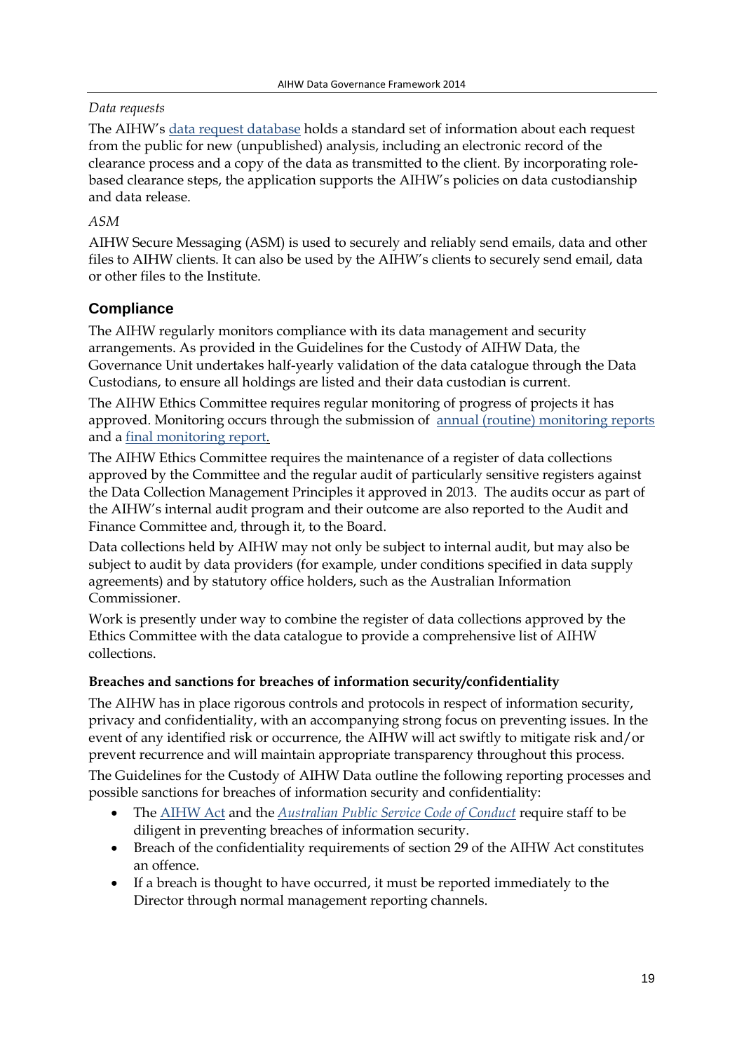*Data requests*

The AIHW's data request database holds a standard set of information about each request from the public for new (unpublished) analysis, including an electronic record of the clearance process and a copy of the data as transmitted to the client. By incorporating role-based clearance steps, the application supports the AIHW's policies on data custodianship and data release.

*ASM*

AIHW Secure Messaging (ASM) is used to securely and reliably send emails, data and other files to AIHW clients. It can also be used by the AIHW's clients to securely send email, data or other files to the Institute.

## Compliance

The AIHW regularly monitors compliance with its data management and security arrangements. As provided in the Guidelines for the Custody of AIHW Data, the Governance Unit undertakes half-yearly validation of the data catalogue through the Data Custodians, to ensure all holdings are listed and their data custodian is current.

The AIHW Ethics Committee requires regular monitoring of progress of projects it has approved. Monitoring occurs through the submission of annual (routine) monitoring reports and a final monitoring report.

The AIHW Ethics Committee requires the maintenance of a register of data collections approved by the Committee and the regular audit of particularly sensitive registers against the Data Collection Management Principles it approved in 2013. The audits occur as part of the AIHW's internal audit program and their outcome are also reported to the Audit and Finance Committee and, through it, to the Board.

Data collections held by AIHW may not only be subject to internal audit, but may also be subject to audit by data providers (for example, under conditions specified in data supply agreements) and by statutory office holders, such as the Australian Information Commissioner.

Work is presently under way to combine the register of data collections approved by the Ethics Committee with the data catalogue to provide a comprehensive list of AIHW collections.

### Breaches and sanctions for breaches of information security/confidentiality

The AIHW has in place rigorous controls and protocols in respect of information security, privacy and confidentiality, with an accompanying strong focus on preventing issues. In the event of any identified risk or occurrence, the AIHW will act swiftly to mitigate risk and/or prevent recurrence and will maintain appropriate transparency throughout this process.

The Guidelines for the Custody of AIHW Data outline the following reporting processes and possible sanctions for breaches of information security and confidentiality:

- The AIHW Act and the *Australian Public Service Code of Conduct* require staff to be diligent in preventing breaches of information security.
- Breach of the confidentiality requirements of section 29 of the AIHW Act constitutes an offence.
- If a breach is thought to have occurred, it must be reported immediately to the Director through normal management reporting channels.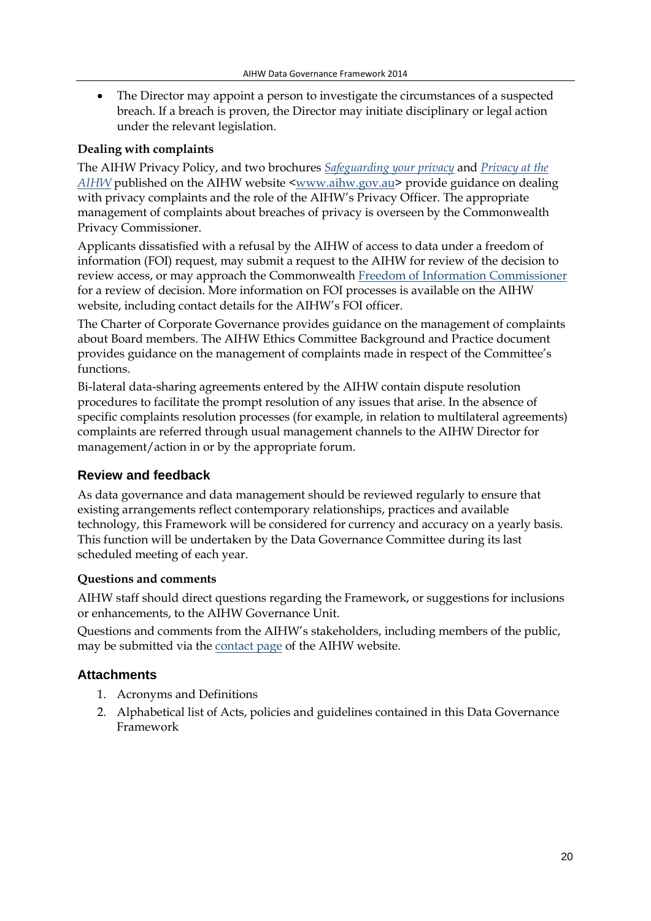- The Director may appoint a person to investigate the circumstances of a suspected breach. If a breach is proven, the Director may initiate disciplinary or legal action under the relevant legislation.

**Dealing with complaints**

The AIHW Privacy Policy, and two brochures *Safeguarding your privacy* and *Privacy at the AIHW* published on the AIHW website <www.aihw.gov.au> provide guidance on dealing with privacy complaints and the role of the AIHW's Privacy Officer. The appropriate management of complaints about breaches of privacy is overseen by the Commonwealth Privacy Commissioner.

Applicants dissatisfied with a refusal by the AIHW of access to data under a freedom of information (FOI) request, may submit a request to the AIHW for review of the decision to review access, or may approach the Commonwealth Freedom of Information Commissioner for a review of decision. More information on FOI processes is available on the AIHW website, including contact details for the AIHW's FOI officer.

The Charter of Corporate Governance provides guidance on the management of complaints about Board members. The AIHW Ethics Committee Background and Practice document provides guidance on the management of complaints made in respect of the Committee's functions.

Bi-lateral data-sharing agreements entered by the AIHW contain dispute resolution procedures to facilitate the prompt resolution of any issues that arise. In the absence of specific complaints resolution processes (for example, in relation to multilateral agreements) complaints are referred through usual management channels to the AIHW Director for management/action in or by the appropriate forum.

## Review and feedback

As data governance and data management should be reviewed regularly to ensure that existing arrangements reflect contemporary relationships, practices and available technology, this Framework will be considered for currency and accuracy on a yearly basis. This function will be undertaken by the Data Governance Committee during its last scheduled meeting of each year.

**Questions and comments**

AIHW staff should direct questions regarding the Framework, or suggestions for inclusions or enhancements, to the AIHW Governance Unit.

Questions and comments from the AIHW's stakeholders, including members of the public, may be submitted via the contact page of the AIHW website.

## Attachments

1. Acronyms and Definitions
2. Alphabetical list of Acts, policies and guidelines contained in this Data Governance Framework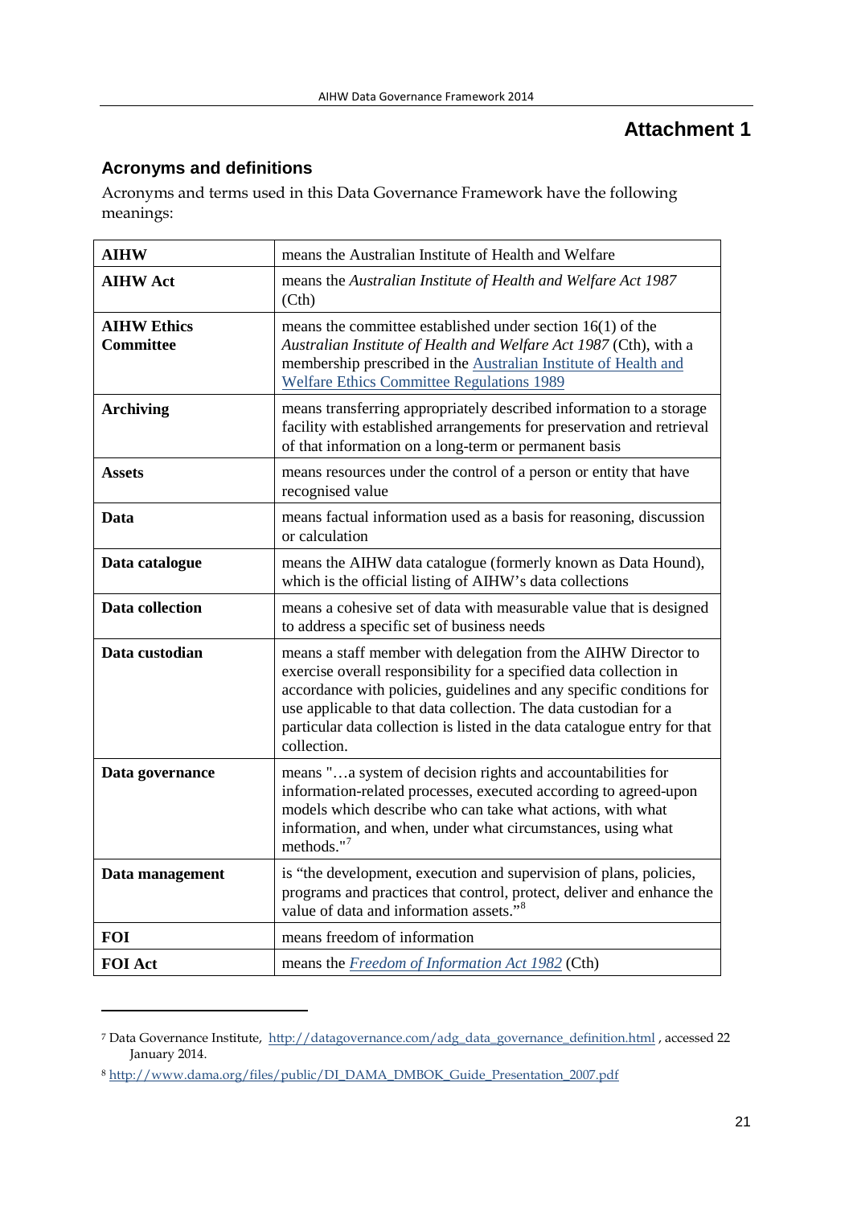# Attachment 1

## Acronyms and definitions

Acronyms and terms used in this Data Governance Framework have the following meanings:

| | |
|---|---|
| **AIHW** | means the Australian Institute of Health and Welfare |
| **AIHW Act** | means the *Australian Institute of Health and Welfare Act 1987* (Cth) |
| **AIHW Ethics Committee** | means the committee established under section 16(1) of the *Australian Institute of Health and Welfare Act 1987* (Cth), with a membership prescribed in the Australian Institute of Health and Welfare Ethics Committee Regulations 1989 |
| **Archiving** | means transferring appropriately described information to a storage facility with established arrangements for preservation and retrieval of that information on a long-term or permanent basis |
| **Assets** | means resources under the control of a person or entity that have recognised value |
| **Data** | means factual information used as a basis for reasoning, discussion or calculation |
| **Data catalogue** | means the AIHW data catalogue (formerly known as Data Hound), which is the official listing of AIHW's data collections |
| **Data collection** | means a cohesive set of data with measurable value that is designed to address a specific set of business needs |
| **Data custodian** | means a staff member with delegation from the AIHW Director to exercise overall responsibility for a specified data collection in accordance with policies, guidelines and any specific conditions for use applicable to that data collection. The data custodian for a particular data collection is listed in the data catalogue entry for that collection. |
| **Data governance** | means "…a system of decision rights and accountabilities for information-related processes, executed according to agreed-upon models which describe who can take what actions, with what information, and when, under what circumstances, using what methods."[7] |
| **Data management** | is "the development, execution and supervision of plans, policies, programs and practices that control, protect, deliver and enhance the value of data and information assets."[8] |
| **FOI** | means freedom of information |
| **FOI Act** | means the *Freedom of Information Act 1982* (Cth) |

---

[7] Data Governance Institute, http://datagovernance.com/adg_data_governance_definition.html , accessed 22 January 2014.

[8] http://www.dama.org/files/public/DI_DAMA_DMBOK_Guide_Presentation_2007.pdf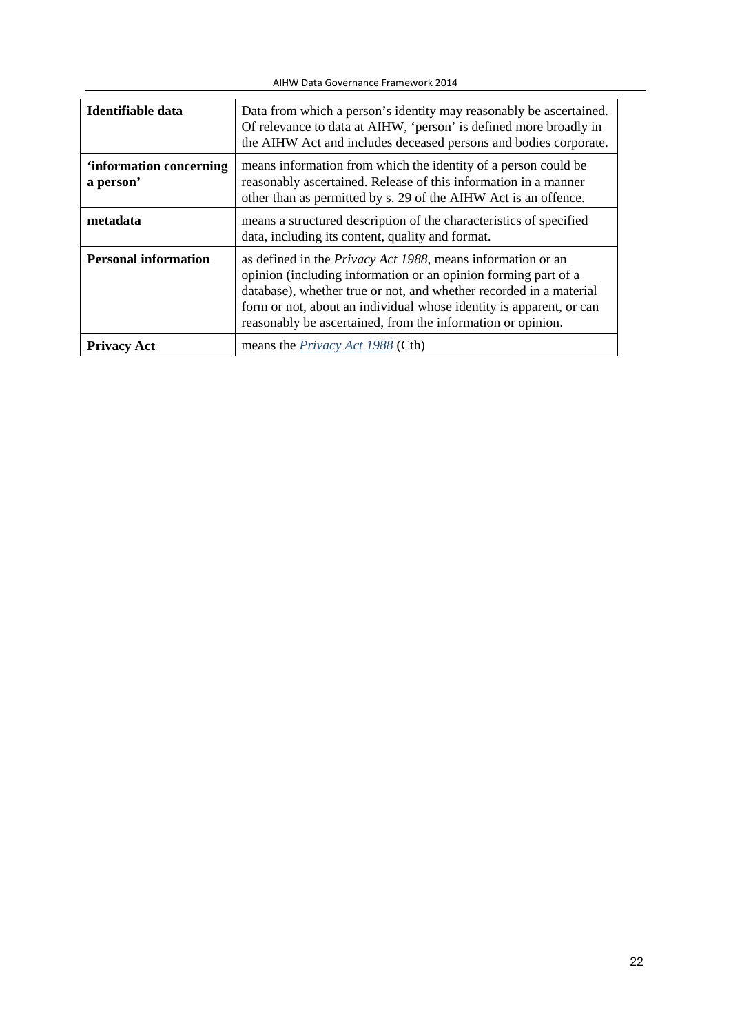| | |
|---|---|
| **Identifiable data** | Data from which a person's identity may reasonably be ascertained. Of relevance to data at AIHW, 'person' is defined more broadly in the AIHW Act and includes deceased persons and bodies corporate. |
| **'information concerning a person'** | means information from which the identity of a person could be reasonably ascertained. Release of this information in a manner other than as permitted by s. 29 of the AIHW Act is an offence. |
| **metadata** | means a structured description of the characteristics of specified data, including its content, quality and format. |
| **Personal information** | as defined in the *Privacy Act 1988*, means information or an opinion (including information or an opinion forming part of a database), whether true or not, and whether recorded in a material form or not, about an individual whose identity is apparent, or can reasonably be ascertained, from the information or opinion. |
| **Privacy Act** | means the *Privacy Act 1988* (Cth) |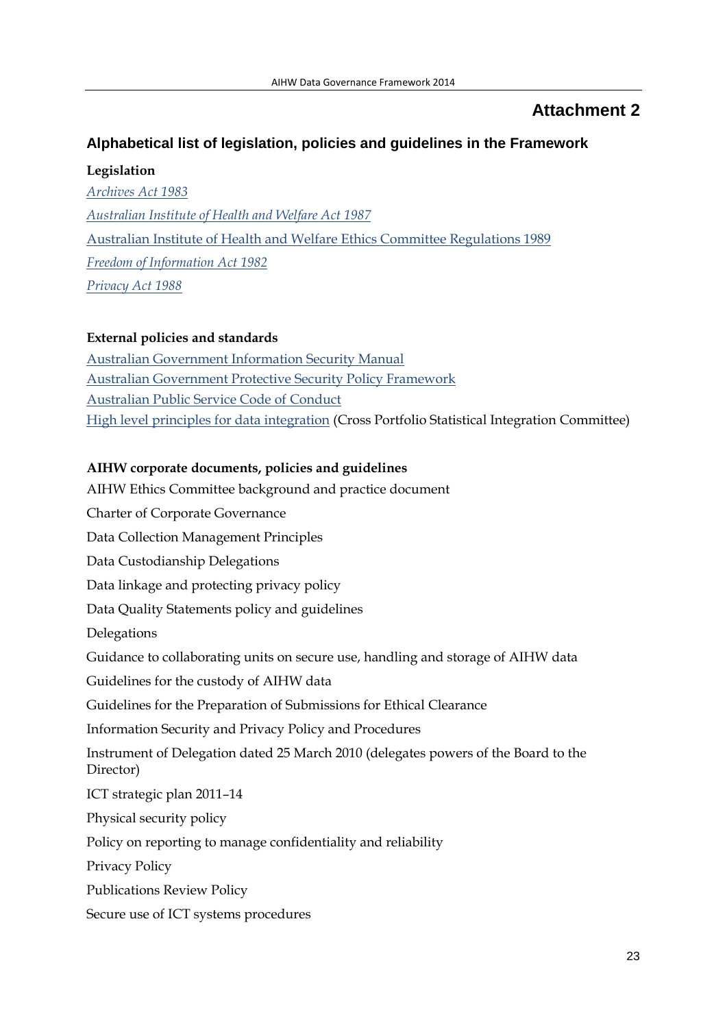# Attachment 2

## Alphabetical list of legislation, policies and guidelines in the Framework

**Legislation**

*Archives Act 1983*

*Australian Institute of Health and Welfare Act 1987*

Australian Institute of Health and Welfare Ethics Committee Regulations 1989

*Freedom of Information Act 1982*

*Privacy Act 1988*

**External policies and standards**

Australian Government Information Security Manual

Australian Government Protective Security Policy Framework

Australian Public Service Code of Conduct

High level principles for data integration (Cross Portfolio Statistical Integration Committee)

**AIHW corporate documents, policies and guidelines**

AIHW Ethics Committee background and practice document

Charter of Corporate Governance

Data Collection Management Principles

Data Custodianship Delegations

Data linkage and protecting privacy policy

Data Quality Statements policy and guidelines

Delegations

Guidance to collaborating units on secure use, handling and storage of AIHW data

Guidelines for the custody of AIHW data

Guidelines for the Preparation of Submissions for Ethical Clearance

Information Security and Privacy Policy and Procedures

Instrument of Delegation dated 25 March 2010 (delegates powers of the Board to the Director)

ICT strategic plan 2011–14

Physical security policy

Policy on reporting to manage confidentiality and reliability

Privacy Policy

Publications Review Policy

Secure use of ICT systems procedures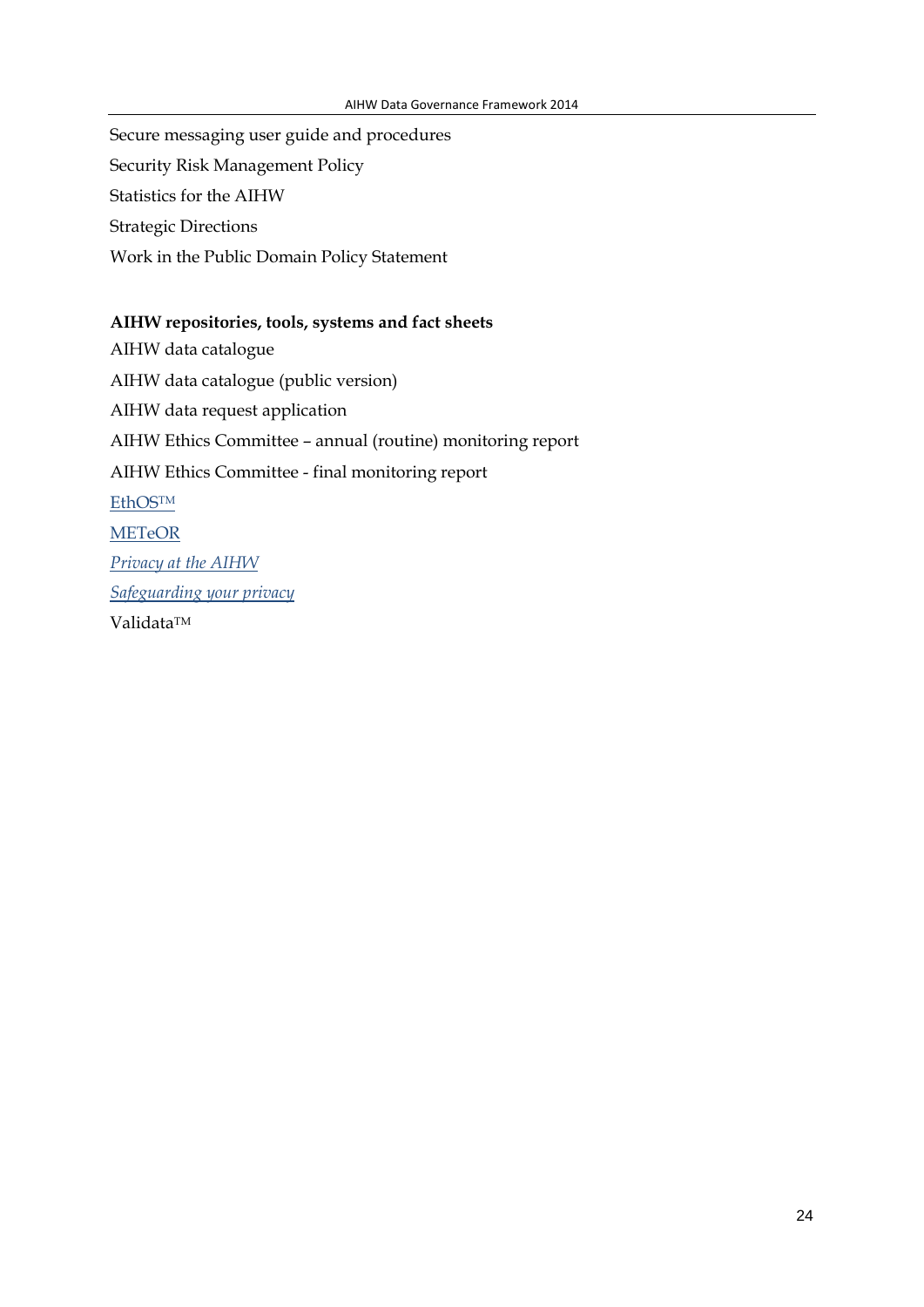Secure messaging user guide and procedures

Security Risk Management Policy

Statistics for the AIHW

Strategic Directions

Work in the Public Domain Policy Statement

**AIHW repositories, tools, systems and fact sheets**

AIHW data catalogue

AIHW data catalogue (public version)

AIHW data request application

AIHW Ethics Committee – annual (routine) monitoring report

AIHW Ethics Committee - final monitoring report

EthOS™

METeOR

*Privacy at the AIHW*

*Safeguarding your privacy*

Validata™